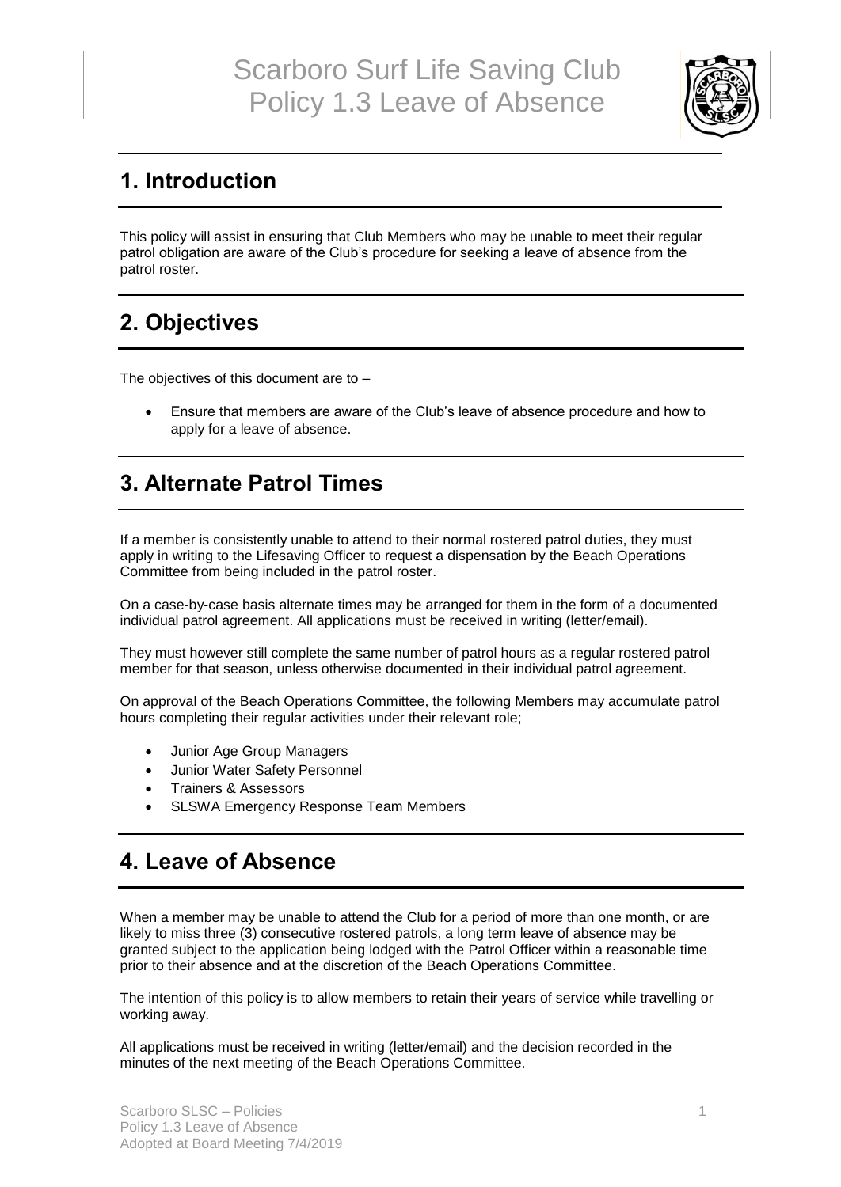# Scarboro Surf Life Saving Club
# Policy 1.3 Leave of Absence

## 1. Introduction

This policy will assist in ensuring that Club Members who may be unable to meet their regular patrol obligation are aware of the Club's procedure for seeking a leave of absence from the patrol roster.

## 2. Objectives

The objectives of this document are to –

- Ensure that members are aware of the Club's leave of absence procedure and how to apply for a leave of absence.

## 3. Alternate Patrol Times

If a member is consistently unable to attend to their normal rostered patrol duties, they must apply in writing to the Lifesaving Officer to request a dispensation by the Beach Operations Committee from being included in the patrol roster.

On a case-by-case basis alternate times may be arranged for them in the form of a documented individual patrol agreement. All applications must be received in writing (letter/email).

They must however still complete the same number of patrol hours as a regular rostered patrol member for that season, unless otherwise documented in their individual patrol agreement.

On approval of the Beach Operations Committee, the following Members may accumulate patrol hours completing their regular activities under their relevant role;

- Junior Age Group Managers
- Junior Water Safety Personnel
- Trainers & Assessors
- SLSWA Emergency Response Team Members

## 4. Leave of Absence

When a member may be unable to attend the Club for a period of more than one month, or are likely to miss three (3) consecutive rostered patrols, a long term leave of absence may be granted subject to the application being lodged with the Patrol Officer within a reasonable time prior to their absence and at the discretion of the Beach Operations Committee.

The intention of this policy is to allow members to retain their years of service while travelling or working away.

All applications must be received in writing (letter/email) and the decision recorded in the minutes of the next meeting of the Beach Operations Committee.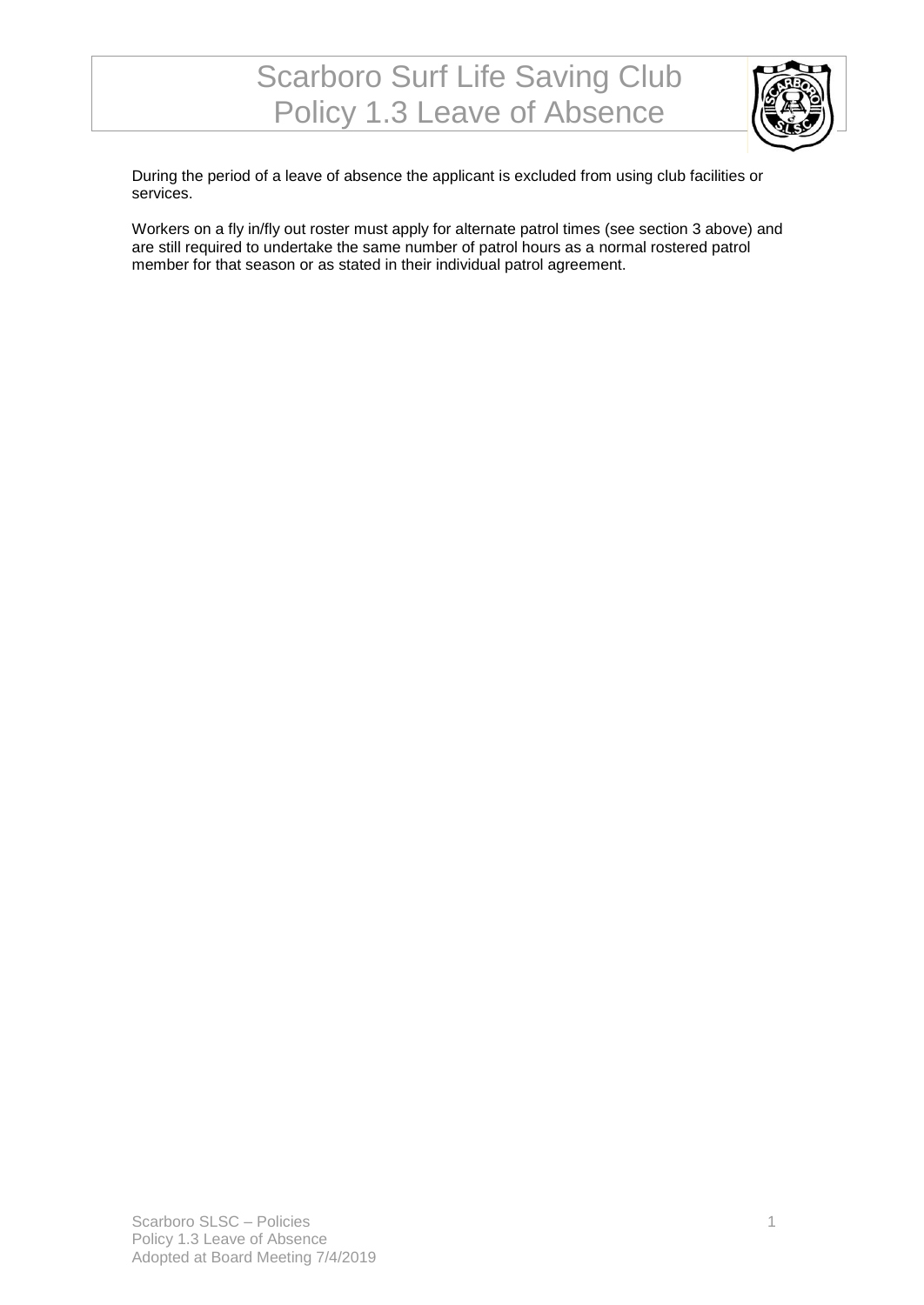During the period of a leave of absence the applicant is excluded from using club facilities or services.

Workers on a fly in/fly out roster must apply for alternate patrol times (see section 3 above) and are still required to undertake the same number of patrol hours as a normal rostered patrol member for that season or as stated in their individual patrol agreement.